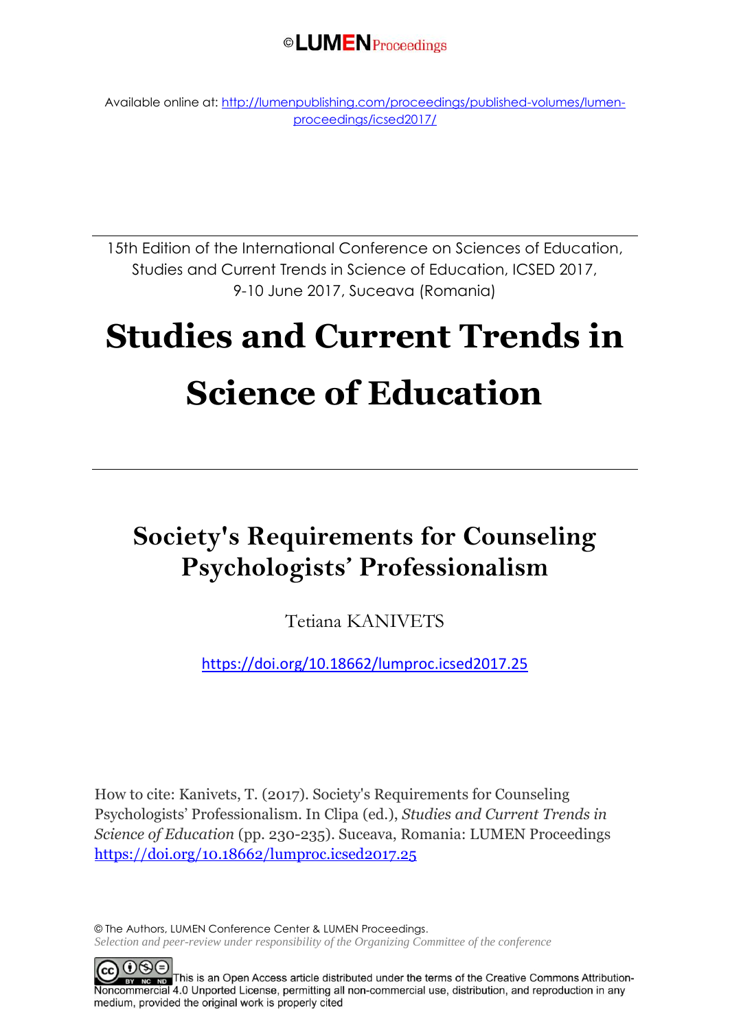©LUMEN Proceedings

Available online at: http://lumenpublishing.com/proceedings/published-volumes/lumen-proceedings/icsed2017/

15th Edition of the International Conference on Sciences of Education, Studies and Current Trends in Science of Education, ICSED 2017, 9-10 June 2017, Suceava (Romania)

# Studies and Current Trends in Science of Education

## Society's Requirements for Counseling Psychologists' Professionalism

Tetiana KANIVETS

https://doi.org/10.18662/lumproc.icsed2017.25

How to cite: Kanivets, T. (2017). Society's Requirements for Counseling Psychologists' Professionalism. In Clipa (ed.), *Studies and Current Trends in Science of Education* (pp. 230-235). Suceava, Romania: LUMEN Proceedings https://doi.org/10.18662/lumproc.icsed2017.25

© The Authors, LUMEN Conference Center & LUMEN Proceedings.
*Selection and peer-review under responsibility of the Organizing Committee of the conference*

This is an Open Access article distributed under the terms of the Creative Commons Attribution-Noncommercial 4.0 Unported License, permitting all non-commercial use, distribution, and reproduction in any medium, provided the original work is properly cited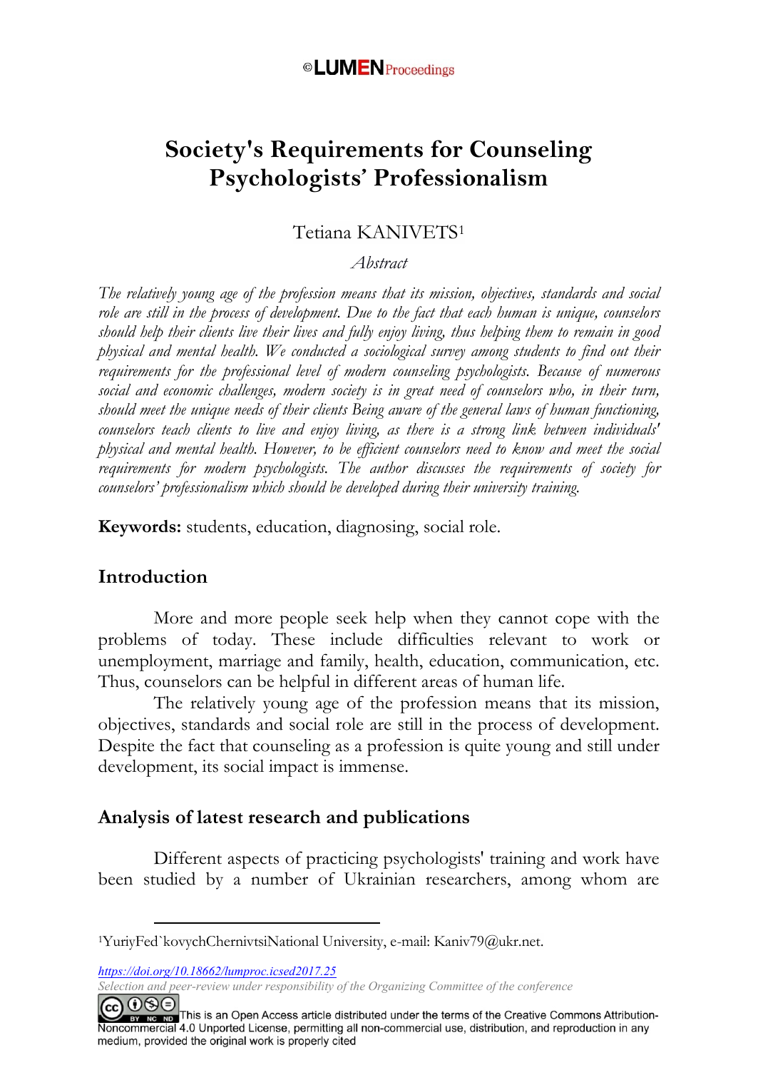# Society's Requirements for Counseling Psychologists' Professionalism

Tetiana KANIVETS[1]

*Abstract*

*The relatively young age of the profession means that its mission, objectives, standards and social role are still in the process of development. Due to the fact that each human is unique, counselors should help their clients live their lives and fully enjoy living, thus helping them to remain in good physical and mental health. We conducted a sociological survey among students to find out their requirements for the professional level of modern counseling psychologists. Because of numerous social and economic challenges, modern society is in great need of counselors who, in their turn, should meet the unique needs of their clients Being aware of the general laws of human functioning, counselors teach clients to live and enjoy living, as there is a strong link between individuals' physical and mental health. However, to be efficient counselors need to know and meet the social requirements for modern psychologists. The author discusses the requirements of society for counselors' professionalism which should be developed during their university training.*

**Keywords:** students, education, diagnosing, social role.

## Introduction

More and more people seek help when they cannot cope with the problems of today. These include difficulties relevant to work or unemployment, marriage and family, health, education, communication, etc. Thus, counselors can be helpful in different areas of human life.

The relatively young age of the profession means that its mission, objectives, standards and social role are still in the process of development. Despite the fact that counseling as a profession is quite young and still under development, its social impact is immense.

## Analysis of latest research and publications

Different aspects of practicing psychologists' training and work have been studied by a number of Ukrainian researchers, among whom are

---

[1] YuriyFed`kovychChernivtsiNational University, e-mail: Kaniv79@ukr.net.

*https://doi.org/10.18662/lumproc.icsed2017.25*

*Selection and peer-review under responsibility of the Organizing Committee of the conference*

This is an Open Access article distributed under the terms of the Creative Commons Attribution-Noncommercial 4.0 Unported License, permitting all non-commercial use, distribution, and reproduction in any medium, provided the original work is properly cited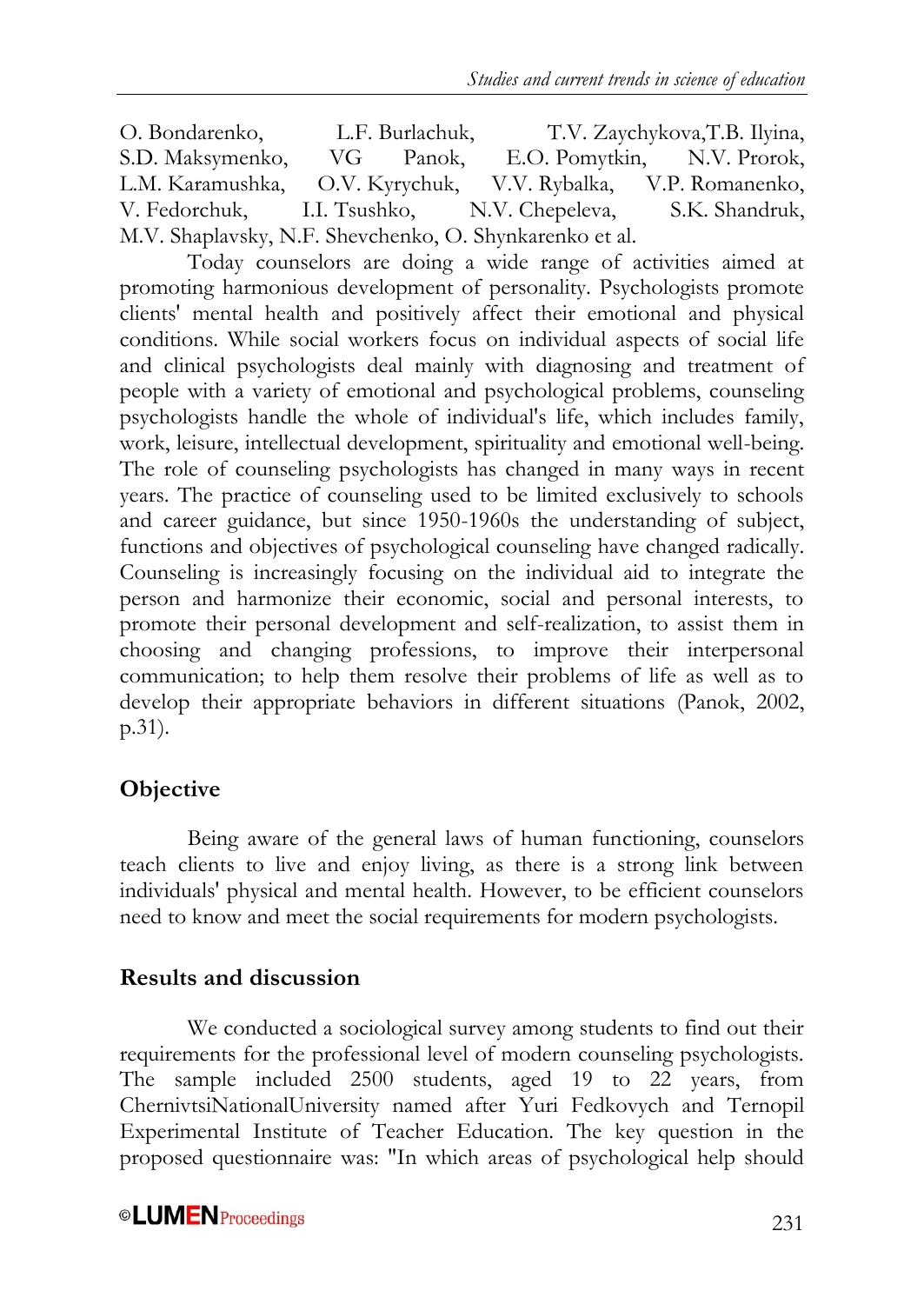O. Bondarenko, L.F. Burlachuk, T.V. Zaychykova,T.B. Ilyina, S.D. Maksymenko, VG Panok, E.O. Pomytkin, N.V. Prorok, L.M. Karamushka, O.V. Kyrychuk, V.V. Rybalka, V.P. Romanenko, V. Fedorchuk, I.I. Tsushko, N.V. Chepeleva, S.K. Shandruk, M.V. Shaplavsky, N.F. Shevchenko, O. Shynkarenko et al.

Today counselors are doing a wide range of activities aimed at promoting harmonious development of personality. Psychologists promote clients' mental health and positively affect their emotional and physical conditions. While social workers focus on individual aspects of social life and clinical psychologists deal mainly with diagnosing and treatment of people with a variety of emotional and psychological problems, counseling psychologists handle the whole of individual's life, which includes family, work, leisure, intellectual development, spirituality and emotional well-being. The role of counseling psychologists has changed in many ways in recent years. The practice of counseling used to be limited exclusively to schools and career guidance, but since 1950-1960s the understanding of subject, functions and objectives of psychological counseling have changed radically. Counseling is increasingly focusing on the individual aid to integrate the person and harmonize their economic, social and personal interests, to promote their personal development and self-realization, to assist them in choosing and changing professions, to improve their interpersonal communication; to help them resolve their problems of life as well as to develop their appropriate behaviors in different situations (Panok, 2002, p.31).

## Objective

Being aware of the general laws of human functioning, counselors teach clients to live and enjoy living, as there is a strong link between individuals' physical and mental health. However, to be efficient counselors need to know and meet the social requirements for modern psychologists.

## Results and discussion

We conducted a sociological survey among students to find out their requirements for the professional level of modern counseling psychologists. The sample included 2500 students, aged 19 to 22 years, from ChernivtsiNationalUniversity named after Yuri Fedkovych and Ternopil Experimental Institute of Teacher Education. The key question in the proposed questionnaire was: "In which areas of psychological help should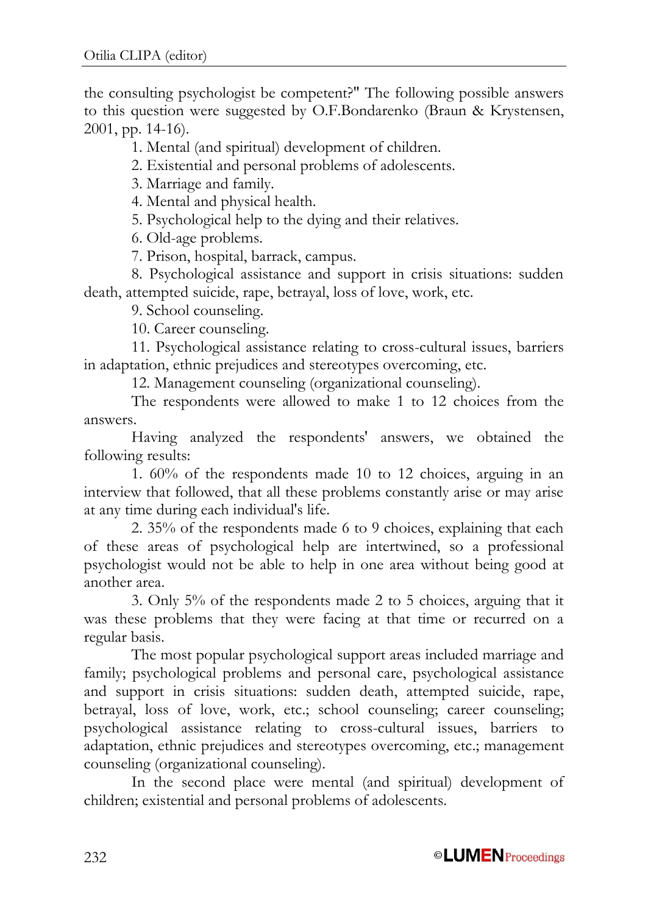the consulting psychologist be competent?" The following possible answers to this question were suggested by O.F.Bondarenko (Braun & Krystensen, 2001, pp. 14-16).

1. Mental (and spiritual) development of children.
2. Existential and personal problems of adolescents.
3. Marriage and family.
4. Mental and physical health.
5. Psychological help to the dying and their relatives.
6. Old-age problems.
7. Prison, hospital, barrack, campus.
8. Psychological assistance and support in crisis situations: sudden death, attempted suicide, rape, betrayal, loss of love, work, etc.
9. School counseling.
10. Career counseling.
11. Psychological assistance relating to cross-cultural issues, barriers in adaptation, ethnic prejudices and stereotypes overcoming, etc.
12. Management counseling (organizational counseling).

The respondents were allowed to make 1 to 12 choices from the answers.

Having analyzed the respondents' answers, we obtained the following results:

1. 60% of the respondents made 10 to 12 choices, arguing in an interview that followed, that all these problems constantly arise or may arise at any time during each individual's life.
2. 35% of the respondents made 6 to 9 choices, explaining that each of these areas of psychological help are intertwined, so a professional psychologist would not be able to help in one area without being good at another area.
3. Only 5% of the respondents made 2 to 5 choices, arguing that it was these problems that they were facing at that time or recurred on a regular basis.

The most popular psychological support areas included marriage and family; psychological problems and personal care, psychological assistance and support in crisis situations: sudden death, attempted suicide, rape, betrayal, loss of love, work, etc.; school counseling; career counseling; psychological assistance relating to cross-cultural issues, barriers to adaptation, ethnic prejudices and stereotypes overcoming, etc.; management counseling (organizational counseling).

In the second place were mental (and spiritual) development of children; existential and personal problems of adolescents.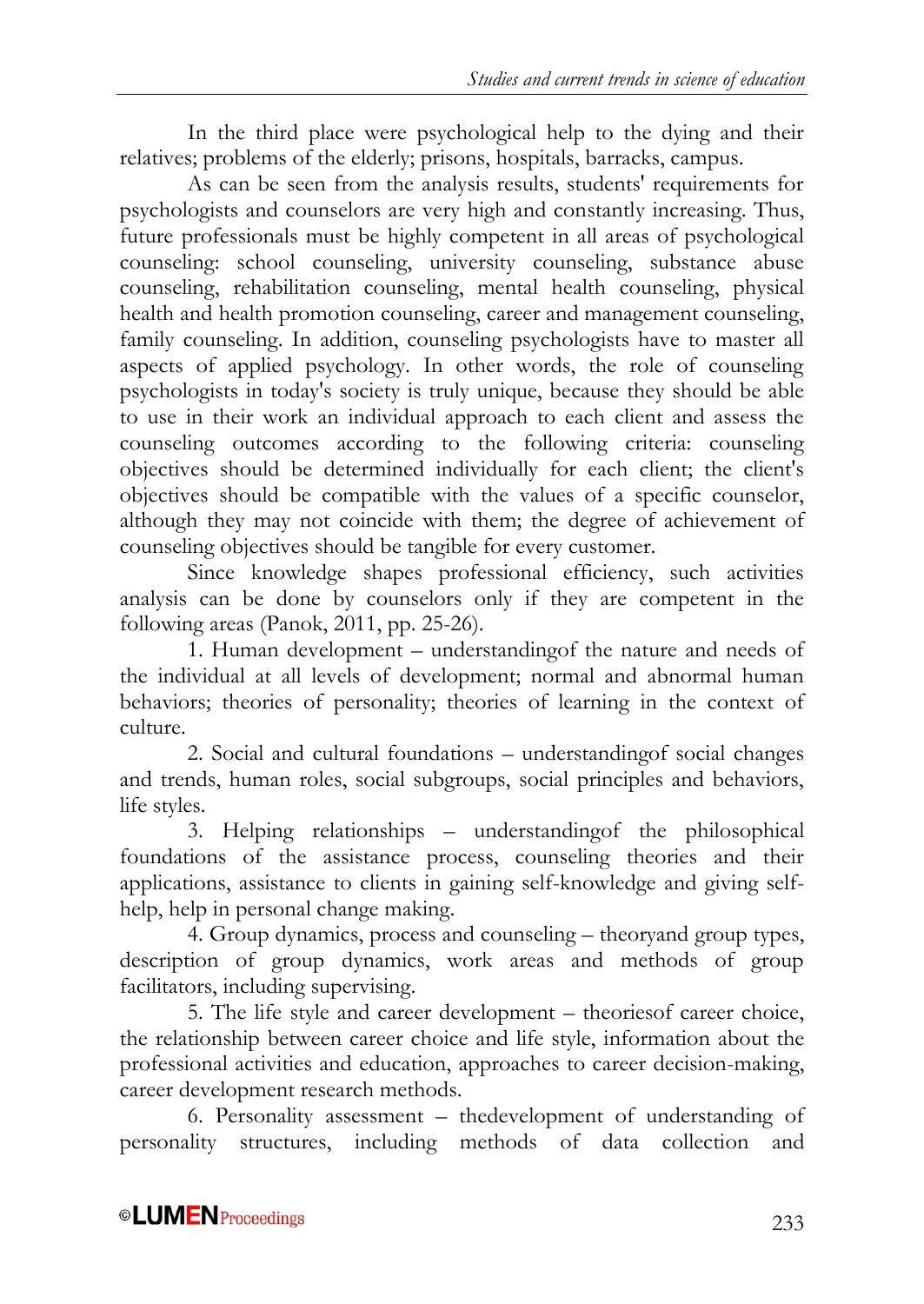In the third place were psychological help to the dying and their relatives; problems of the elderly; prisons, hospitals, barracks, campus.

As can be seen from the analysis results, students' requirements for psychologists and counselors are very high and constantly increasing. Thus, future professionals must be highly competent in all areas of psychological counseling: school counseling, university counseling, substance abuse counseling, rehabilitation counseling, mental health counseling, physical health and health promotion counseling, career and management counseling, family counseling. In addition, counseling psychologists have to master all aspects of applied psychology. In other words, the role of counseling psychologists in today's society is truly unique, because they should be able to use in their work an individual approach to each client and assess the counseling outcomes according to the following criteria: counseling objectives should be determined individually for each client; the client's objectives should be compatible with the values of a specific counselor, although they may not coincide with them; the degree of achievement of counseling objectives should be tangible for every customer.

Since knowledge shapes professional efficiency, such activities analysis can be done by counselors only if they are competent in the following areas (Panok, 2011, pp. 25-26).

1. Human development – understandingof the nature and needs of the individual at all levels of development; normal and abnormal human behaviors; theories of personality; theories of learning in the context of culture.

2. Social and cultural foundations – understandingof social changes and trends, human roles, social subgroups, social principles and behaviors, life styles.

3. Helping relationships – understandingof the philosophical foundations of the assistance process, counseling theories and their applications, assistance to clients in gaining self-knowledge and giving self-help, help in personal change making.

4. Group dynamics, process and counseling – theoryand group types, description of group dynamics, work areas and methods of group facilitators, including supervising.

5. The life style and career development – theoriesof career choice, the relationship between career choice and life style, information about the professional activities and education, approaches to career decision-making, career development research methods.

6. Personality assessment – thedevelopment of understanding of personality structures, including methods of data collection and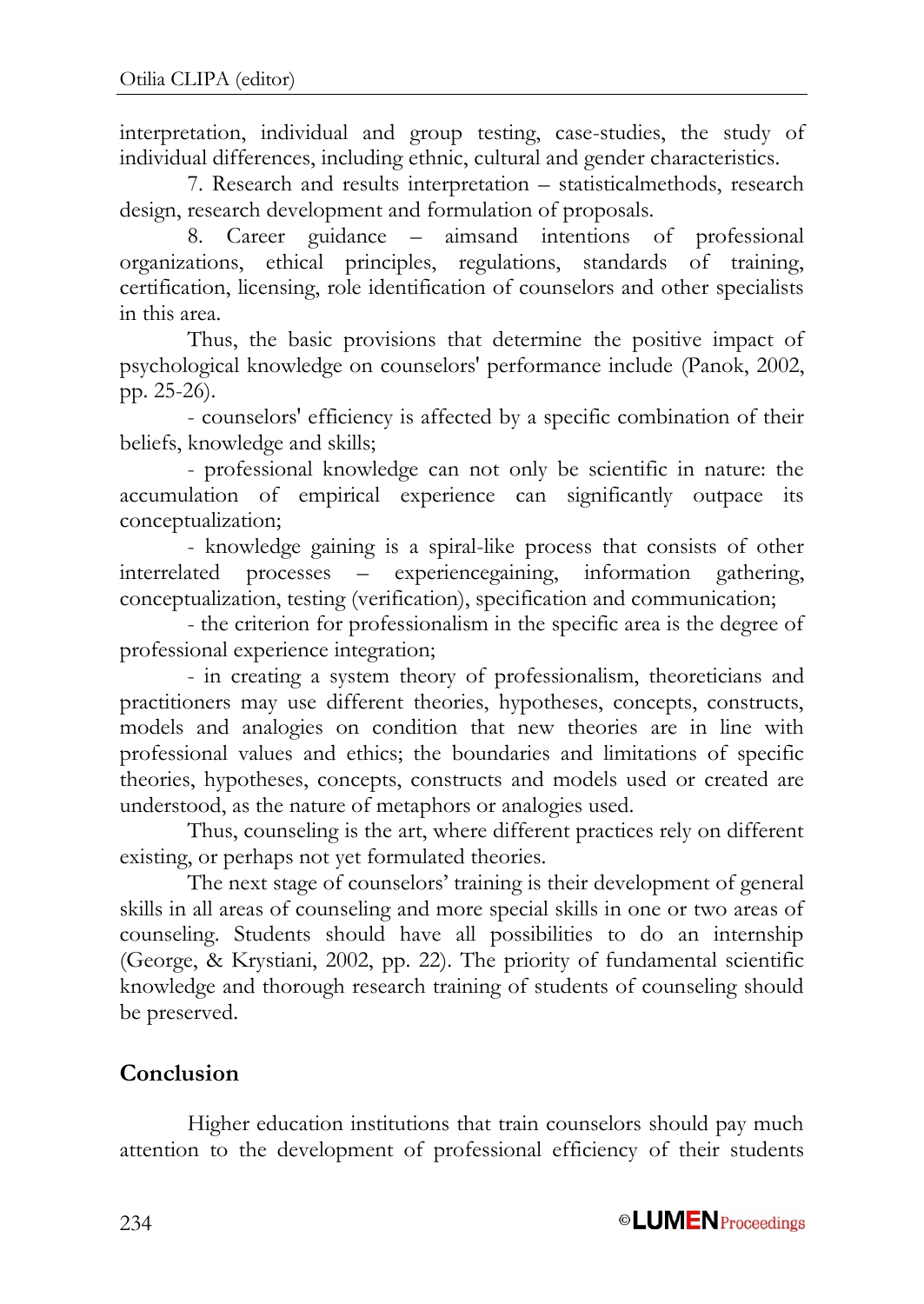interpretation, individual and group testing, case-studies, the study of individual differences, including ethnic, cultural and gender characteristics.

7. Research and results interpretation – statisticalmethods, research design, research development and formulation of proposals.

8. Career guidance – aimsand intentions of professional organizations, ethical principles, regulations, standards of training, certification, licensing, role identification of counselors and other specialists in this area.

Thus, the basic provisions that determine the positive impact of psychological knowledge on counselors' performance include (Panok, 2002, pp. 25-26).

- counselors' efficiency is affected by a specific combination of their beliefs, knowledge and skills;

- professional knowledge can not only be scientific in nature: the accumulation of empirical experience can significantly outpace its conceptualization;

- knowledge gaining is a spiral-like process that consists of other interrelated processes – experiencegaining, information gathering, conceptualization, testing (verification), specification and communication;

- the criterion for professionalism in the specific area is the degree of professional experience integration;

- in creating a system theory of professionalism, theoreticians and practitioners may use different theories, hypotheses, concepts, constructs, models and analogies on condition that new theories are in line with professional values and ethics; the boundaries and limitations of specific theories, hypotheses, concepts, constructs and models used or created are understood, as the nature of metaphors or analogies used.

Thus, counseling is the art, where different practices rely on different existing, or perhaps not yet formulated theories.

The next stage of counselors' training is their development of general skills in all areas of counseling and more special skills in one or two areas of counseling. Students should have all possibilities to do an internship (George, & Krystiani, 2002, pp. 22). The priority of fundamental scientific knowledge and thorough research training of students of counseling should be preserved.

## Conclusion

Higher education institutions that train counselors should pay much attention to the development of professional efficiency of their students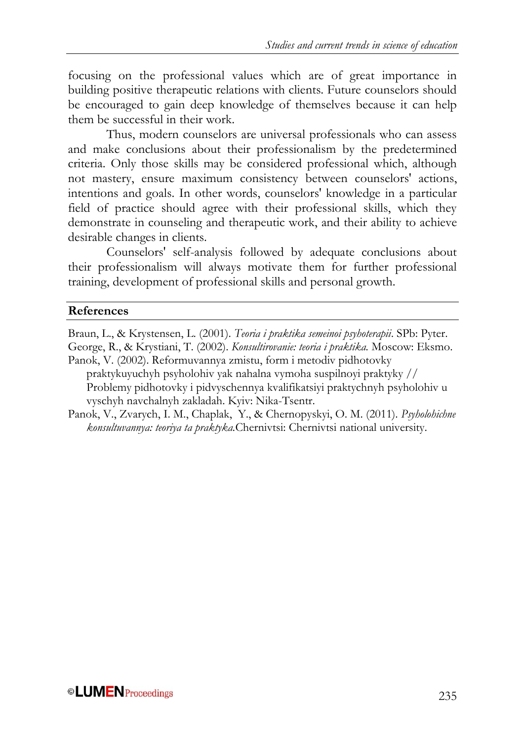focusing on the professional values which are of great importance in building positive therapeutic relations with clients. Future counselors should be encouraged to gain deep knowledge of themselves because it can help them be successful in their work.

Thus, modern counselors are universal professionals who can assess and make conclusions about their professionalism by the predetermined criteria. Only those skills may be considered professional which, although not mastery, ensure maximum consistency between counselors' actions, intentions and goals. In other words, counselors' knowledge in a particular field of practice should agree with their professional skills, which they demonstrate in counseling and therapeutic work, and their ability to achieve desirable changes in clients.

Counselors' self-analysis followed by adequate conclusions about their professionalism will always motivate them for further professional training, development of professional skills and personal growth.

## References

Braun, L., & Krystensen, L. (2001). *Teoria i praktika semeinoi psyhoterapii*. SPb: Pyter.

George, R., & Krystiani, T. (2002). *Konsultirovanie: teoria i praktika.* Moscow: Eksmo.

Panok, V. (2002). Reformuvannya zmistu, form i metodiv pidhotovky praktykuyuchyh psyholohiv yak nahalna vymoha suspilnoyi praktyky // Problemy pidhotovky i pidvyschennya kvalifikatsiyi praktychnyh psyholohiv u vyschyh navchalnyh zakladah. Kyiv: Nika-Tsentr.

Panok, V., Zvarych, I. M., Chaplak, Y., & Chernopyskyi, O. M. (2011). *Psyholohichne konsultuvannya: teoriya ta praktyka.*Chernivtsi: Chernivtsi national university.